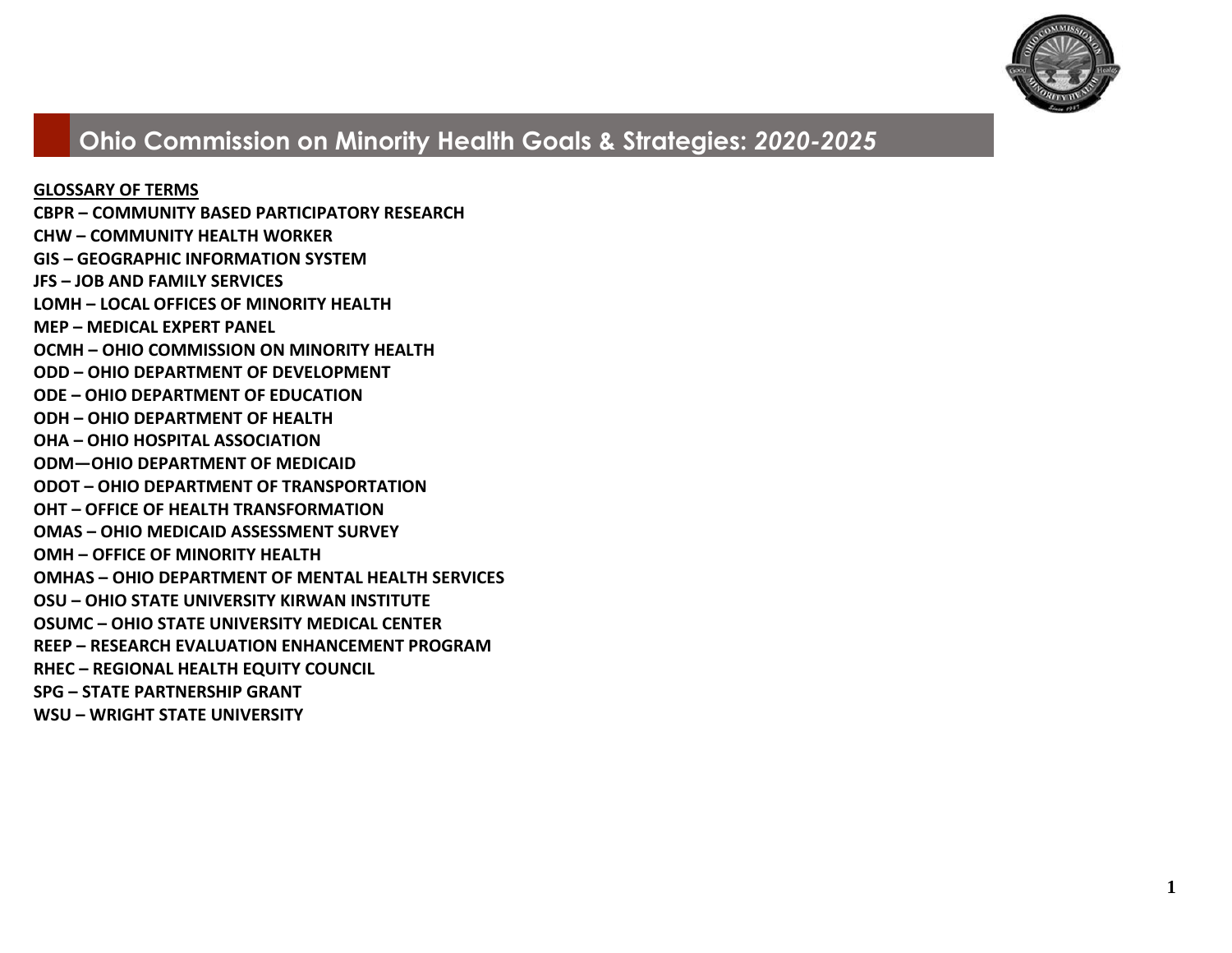# Ohio Commission on Minority Health Goals & Strategies: *2020-2025*

**GLOSSARY OF TERMS**

**CBPR – COMMUNITY BASED PARTICIPATORY RESEARCH**
**CHW – COMMUNITY HEALTH WORKER**
**GIS – GEOGRAPHIC INFORMATION SYSTEM**
**JFS – JOB AND FAMILY SERVICES**
**LOMH – LOCAL OFFICES OF MINORITY HEALTH**
**MEP – MEDICAL EXPERT PANEL**
**OCMH – OHIO COMMISSION ON MINORITY HEALTH**
**ODD – OHIO DEPARTMENT OF DEVELOPMENT**
**ODE – OHIO DEPARTMENT OF EDUCATION**
**ODH – OHIO DEPARTMENT OF HEALTH**
**OHA – OHIO HOSPITAL ASSOCIATION**
**ODM—OHIO DEPARTMENT OF MEDICAID**
**ODOT – OHIO DEPARTMENT OF TRANSPORTATION**
**OHT – OFFICE OF HEALTH TRANSFORMATION**
**OMAS – OHIO MEDICAID ASSESSMENT SURVEY**
**OMH – OFFICE OF MINORITY HEALTH**
**OMHAS – OHIO DEPARTMENT OF MENTAL HEALTH SERVICES**
**OSU – OHIO STATE UNIVERSITY KIRWAN INSTITUTE**
**OSUMC – OHIO STATE UNIVERSITY MEDICAL CENTER**
**REEP – RESEARCH EVALUATION ENHANCEMENT PROGRAM**
**RHEC – REGIONAL HEALTH EQUITY COUNCIL**
**SPG – STATE PARTNERSHIP GRANT**
**WSU – WRIGHT STATE UNIVERSITY**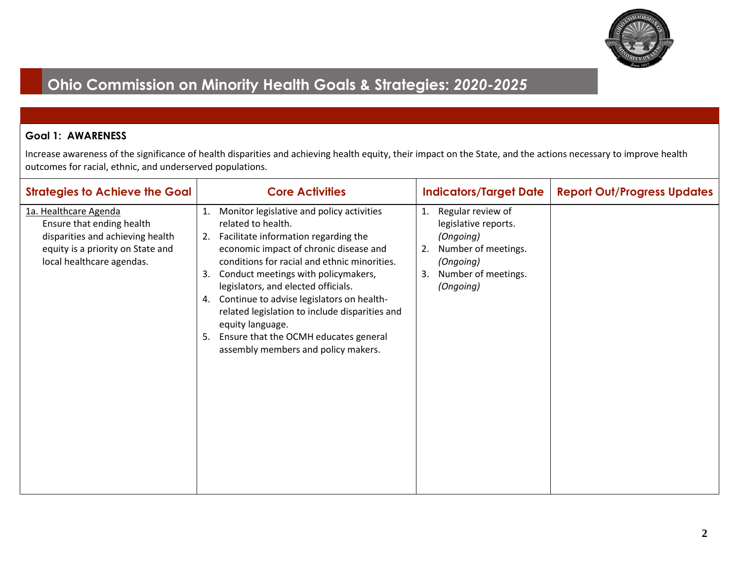# Ohio Commission on Minority Health Goals & Strategies: *2020-2025*

**Goal 1: AWARENESS**

Increase awareness of the significance of health disparities and achieving health equity, their impact on the State, and the actions necessary to improve health outcomes for racial, ethnic, and underserved populations.

| Strategies to Achieve the Goal | Core Activities | Indicators/Target Date | Report Out/Progress Updates |
|---|---|---|---|
| <u>1a. Healthcare Agenda</u><br>Ensure that ending health disparities and achieving health equity is a priority on State and local healthcare agendas. | 1. Monitor legislative and policy activities related to health.<br>2. Facilitate information regarding the economic impact of chronic disease and conditions for racial and ethnic minorities.<br>3. Conduct meetings with policymakers, legislators, and elected officials.<br>4. Continue to advise legislators on health-related legislation to include disparities and equity language.<br>5. Ensure that the OCMH educates general assembly members and policy makers. | 1. Regular review of legislative reports. *(Ongoing)*<br>2. Number of meetings. *(Ongoing)*<br>3. Number of meetings. *(Ongoing)* | |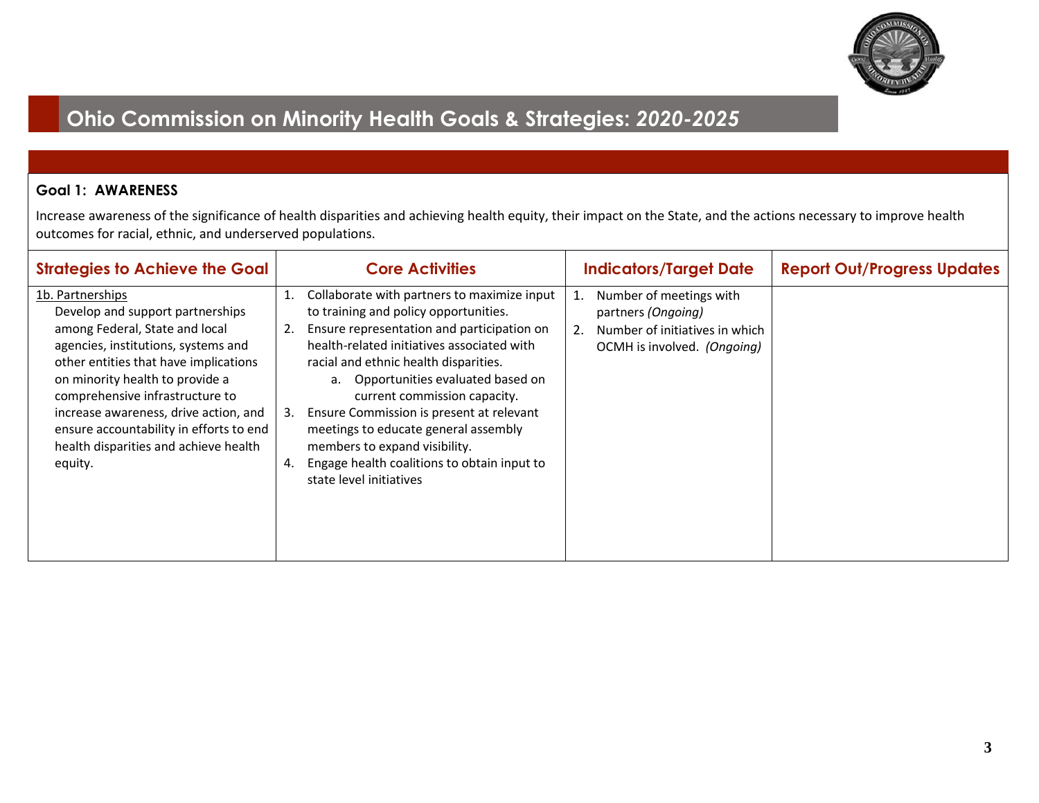# Ohio Commission on Minority Health Goals & Strategies: *2020-2025*

**Goal 1: AWARENESS**

Increase awareness of the significance of health disparities and achieving health equity, their impact on the State, and the actions necessary to improve health outcomes for racial, ethnic, and underserved populations.

| Strategies to Achieve the Goal | Core Activities | Indicators/Target Date | Report Out/Progress Updates |
|---|---|---|---|
| 1b. Partnerships<br>Develop and support partnerships among Federal, State and local agencies, institutions, systems and other entities that have implications on minority health to provide a comprehensive infrastructure to increase awareness, drive action, and ensure accountability in efforts to end health disparities and achieve health equity. | 1. Collaborate with partners to maximize input to training and policy opportunities.<br>2. Ensure representation and participation on health-related initiatives associated with racial and ethnic health disparities.<br>&nbsp;&nbsp;&nbsp;&nbsp;a. Opportunities evaluated based on current commission capacity.<br>3. Ensure Commission is present at relevant meetings to educate general assembly members to expand visibility.<br>4. Engage health coalitions to obtain input to state level initiatives | 1. Number of meetings with partners *(Ongoing)*<br>2. Number of initiatives in which OCMH is involved. *(Ongoing)* | |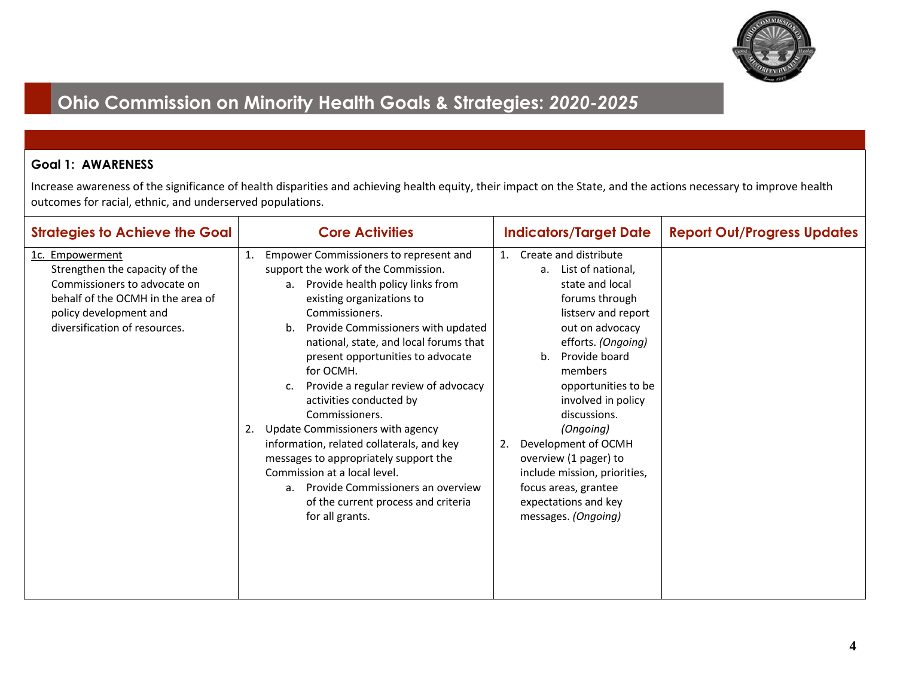# Ohio Commission on Minority Health Goals & Strategies: *2020-2025*

**Goal 1: AWARENESS**

Increase awareness of the significance of health disparities and achieving health equity, their impact on the State, and the actions necessary to improve health outcomes for racial, ethnic, and underserved populations.

| Strategies to Achieve the Goal | Core Activities | Indicators/Target Date | Report Out/Progress Updates |
|---|---|---|---|
| 1c. Empowerment<br>Strengthen the capacity of the Commissioners to advocate on behalf of the OCMH in the area of policy development and diversification of resources. | 1. Empower Commissioners to represent and support the work of the Commission.<br>a. Provide health policy links from existing organizations to Commissioners.<br>b. Provide Commissioners with updated national, state, and local forums that present opportunities to advocate for OCMH.<br>c. Provide a regular review of advocacy activities conducted by Commissioners.<br>2. Update Commissioners with agency information, related collaterals, and key messages to appropriately support the Commission at a local level.<br>a. Provide Commissioners an overview of the current process and criteria for all grants. | 1. Create and distribute<br>a. List of national, state and local forums through listserv and report out on advocacy efforts. *(Ongoing)*<br>b. Provide board members opportunities to be involved in policy discussions. *(Ongoing)*<br>2. Development of OCMH overview (1 pager) to include mission, priorities, focus areas, grantee expectations and key messages. *(Ongoing)* | |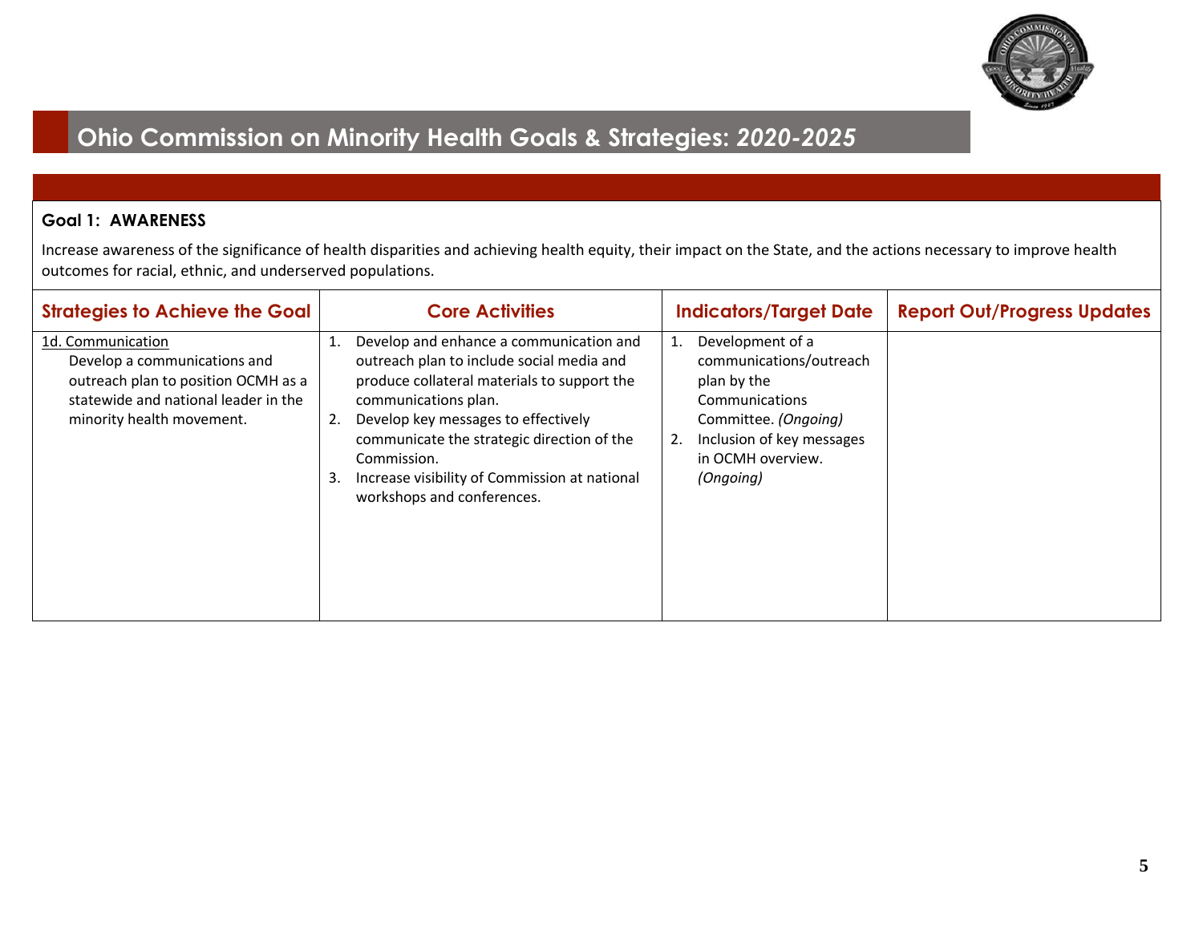# Ohio Commission on Minority Health Goals & Strategies: *2020-2025*

**Goal 1: AWARENESS**

Increase awareness of the significance of health disparities and achieving health equity, their impact on the State, and the actions necessary to improve health outcomes for racial, ethnic, and underserved populations.

| Strategies to Achieve the Goal | Core Activities | Indicators/Target Date | Report Out/Progress Updates |
|---|---|---|---|
| 1d. Communication<br>Develop a communications and outreach plan to position OCMH as a statewide and national leader in the minority health movement. | 1. Develop and enhance a communication and outreach plan to include social media and produce collateral materials to support the communications plan.<br>2. Develop key messages to effectively communicate the strategic direction of the Commission.<br>3. Increase visibility of Commission at national workshops and conferences. | 1. Development of a communications/outreach plan by the Communications Committee. *(Ongoing)*<br>2. Inclusion of key messages in OCMH overview. *(Ongoing)* | |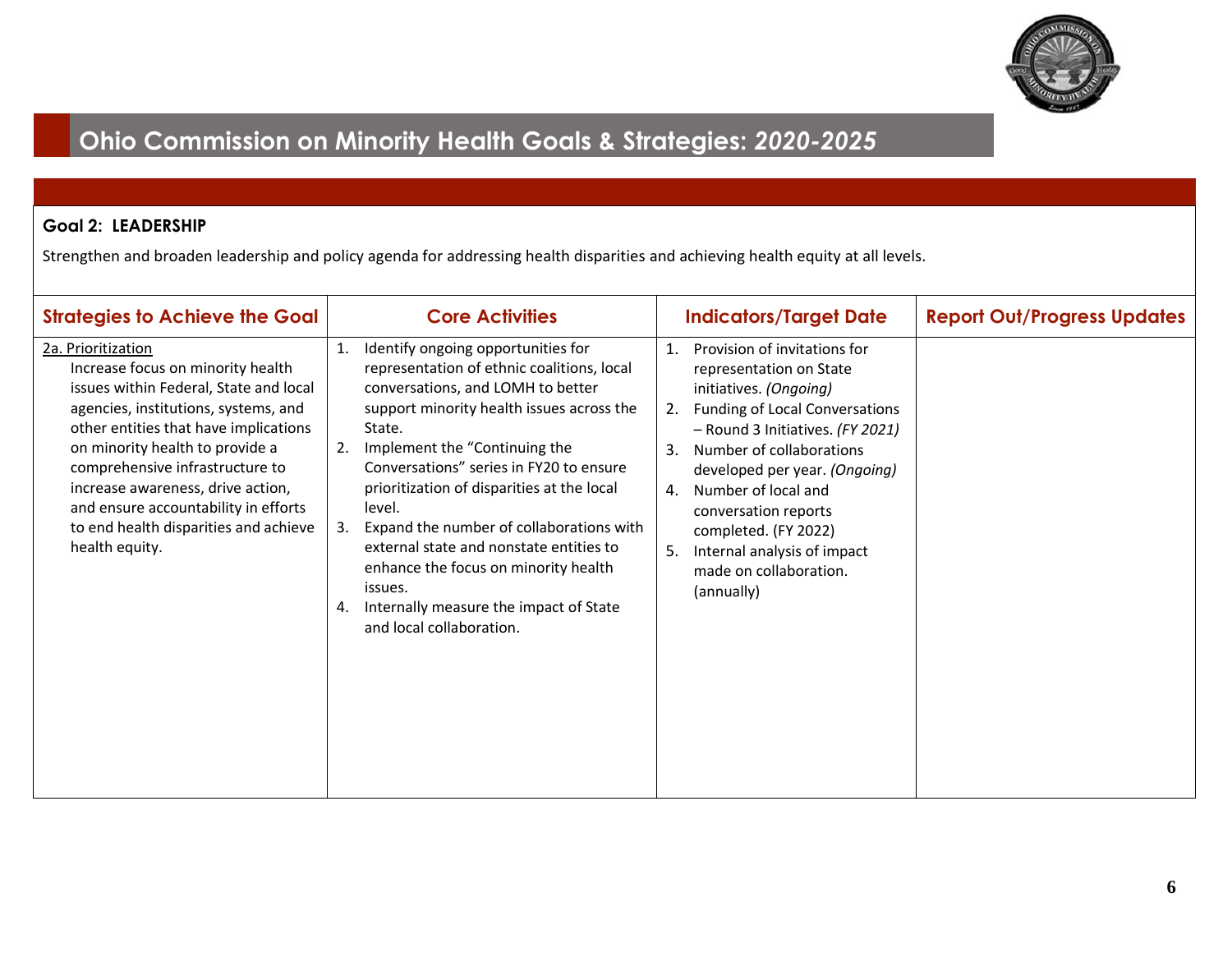# Ohio Commission on Minority Health Goals & Strategies: *2020-2025*

**Goal 2: LEADERSHIP**

Strengthen and broaden leadership and policy agenda for addressing health disparities and achieving health equity at all levels.

| Strategies to Achieve the Goal | Core Activities | Indicators/Target Date | Report Out/Progress Updates |
|---|---|---|---|
| 2a. Prioritization<br>Increase focus on minority health issues within Federal, State and local agencies, institutions, systems, and other entities that have implications on minority health to provide a comprehensive infrastructure to increase awareness, drive action, and ensure accountability in efforts to end health disparities and achieve health equity. | 1. Identify ongoing opportunities for representation of ethnic coalitions, local conversations, and LOMH to better support minority health issues across the State.<br>2. Implement the "Continuing the Conversations" series in FY20 to ensure prioritization of disparities at the local level.<br>3. Expand the number of collaborations with external state and nonstate entities to enhance the focus on minority health issues.<br>4. Internally measure the impact of State and local collaboration. | 1. Provision of invitations for representation on State initiatives. *(Ongoing)*<br>2. Funding of Local Conversations – Round 3 Initiatives. *(FY 2021)*<br>3. Number of collaborations developed per year. *(Ongoing)*<br>4. Number of local and conversation reports completed. (FY 2022)<br>5. Internal analysis of impact made on collaboration. (annually) | |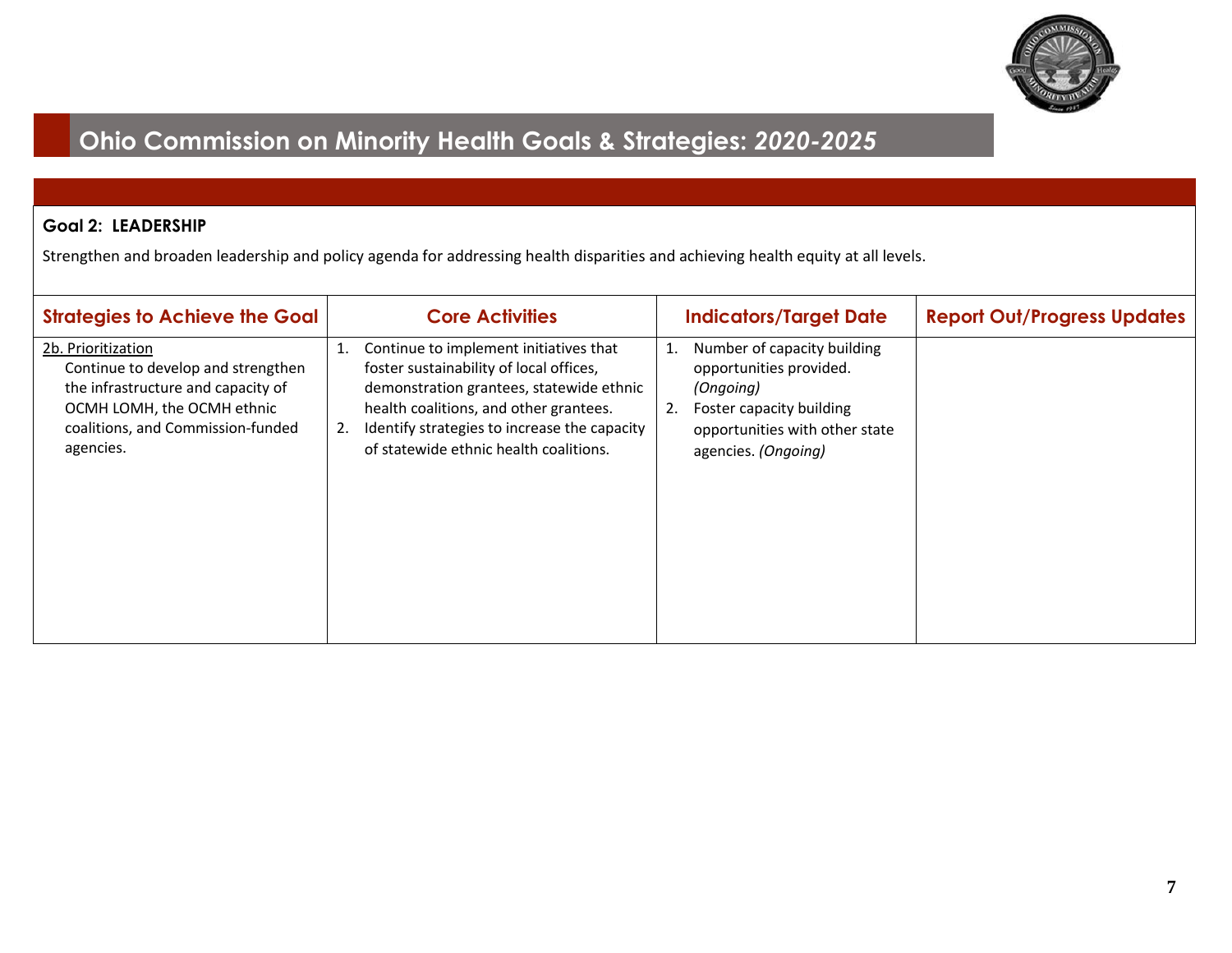# Ohio Commission on Minority Health Goals & Strategies: *2020-2025*

**Goal 2: LEADERSHIP**

Strengthen and broaden leadership and policy agenda for addressing health disparities and achieving health equity at all levels.

| Strategies to Achieve the Goal | Core Activities | Indicators/Target Date | Report Out/Progress Updates |
|---|---|---|---|
| 2b. Prioritization<br>Continue to develop and strengthen the infrastructure and capacity of OCMH LOMH, the OCMH ethnic coalitions, and Commission-funded agencies. | 1. Continue to implement initiatives that foster sustainability of local offices, demonstration grantees, statewide ethnic health coalitions, and other grantees.<br>2. Identify strategies to increase the capacity of statewide ethnic health coalitions. | 1. Number of capacity building opportunities provided. *(Ongoing)*<br>2. Foster capacity building opportunities with other state agencies. *(Ongoing)* | |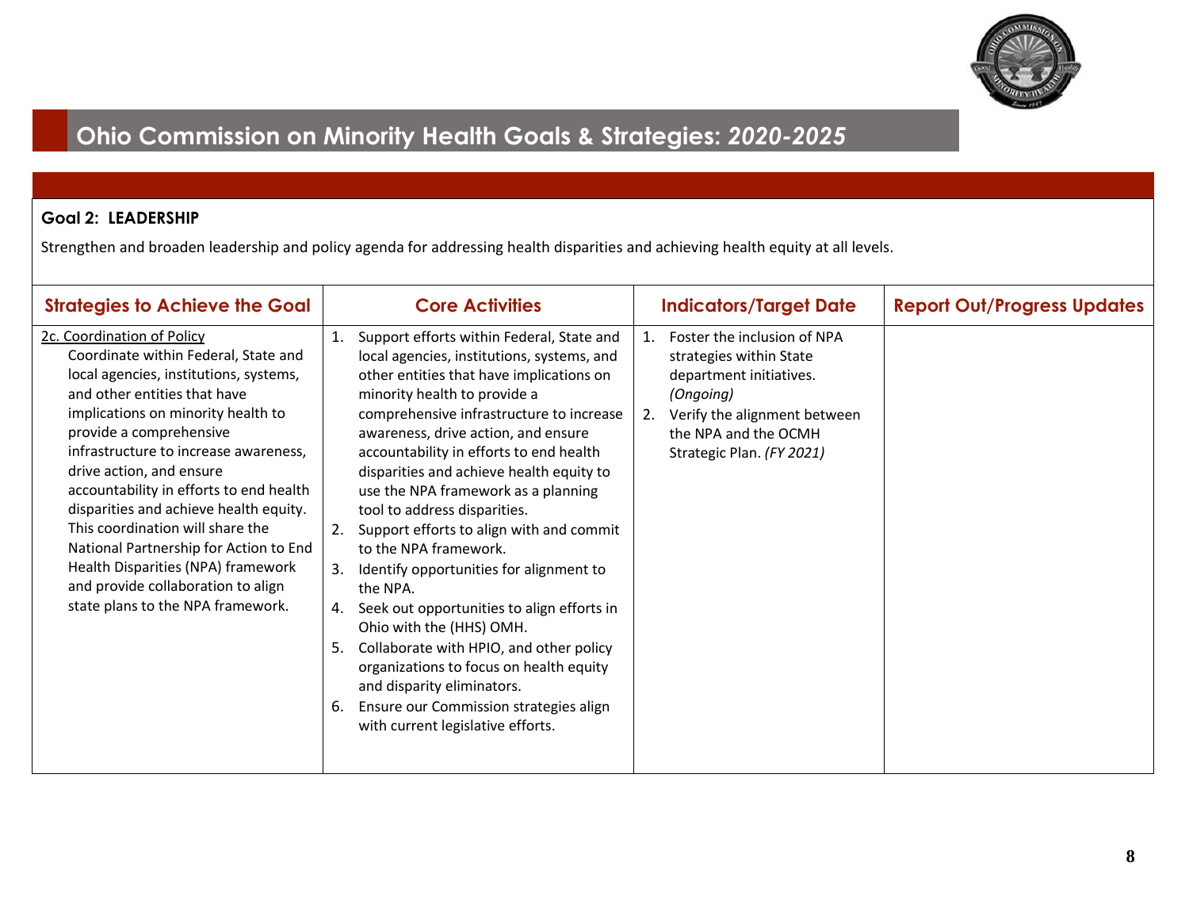# Ohio Commission on Minority Health Goals & Strategies: *2020-2025*

**Goal 2: LEADERSHIP**

Strengthen and broaden leadership and policy agenda for addressing health disparities and achieving health equity at all levels.

| Strategies to Achieve the Goal | Core Activities | Indicators/Target Date | Report Out/Progress Updates |
|---|---|---|---|
| 2c. Coordination of Policy<br>Coordinate within Federal, State and local agencies, institutions, systems, and other entities that have implications on minority health to provide a comprehensive infrastructure to increase awareness, drive action, and ensure accountability in efforts to end health disparities and achieve health equity. This coordination will share the National Partnership for Action to End Health Disparities (NPA) framework and provide collaboration to align state plans to the NPA framework. | 1. Support efforts within Federal, State and local agencies, institutions, systems, and other entities that have implications on minority health to provide a comprehensive infrastructure to increase awareness, drive action, and ensure accountability in efforts to end health disparities and achieve health equity to use the NPA framework as a planning tool to address disparities.<br>2. Support efforts to align with and commit to the NPA framework.<br>3. Identify opportunities for alignment to the NPA.<br>4. Seek out opportunities to align efforts in Ohio with the (HHS) OMH.<br>5. Collaborate with HPIO, and other policy organizations to focus on health equity and disparity eliminators.<br>6. Ensure our Commission strategies align with current legislative efforts. | 1. Foster the inclusion of NPA strategies within State department initiatives. *(Ongoing)*<br>2. Verify the alignment between the NPA and the OCMH Strategic Plan. *(FY 2021)* | |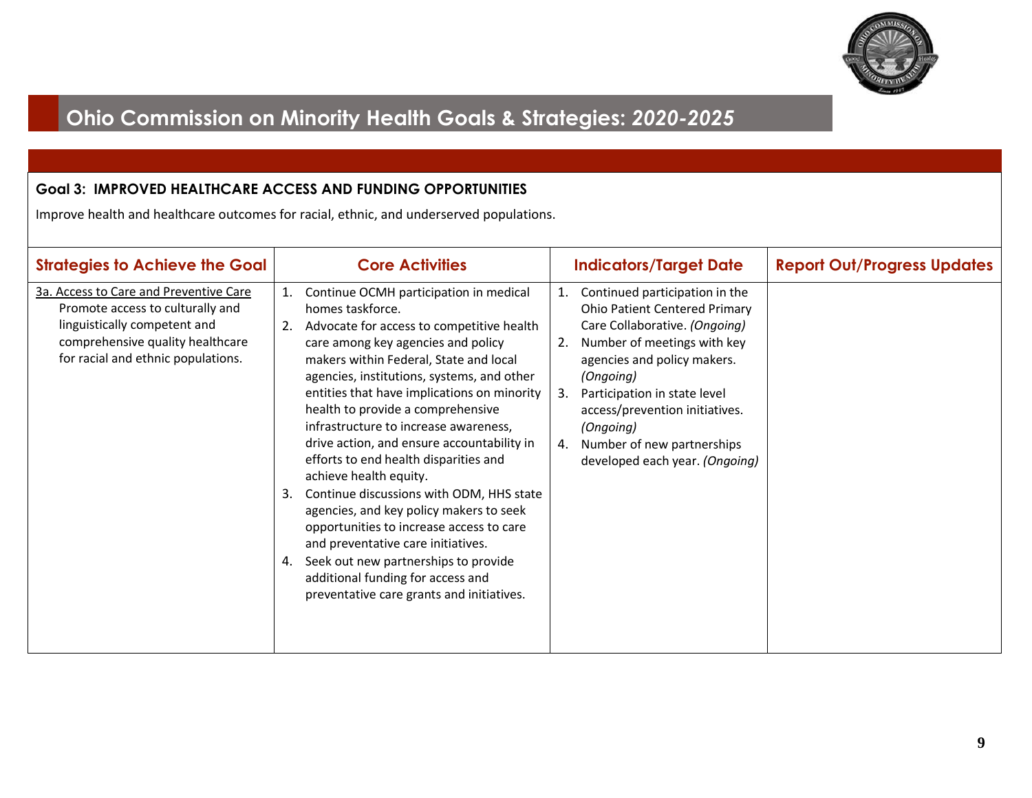# Ohio Commission on Minority Health Goals & Strategies: *2020-2025*

**Goal 3: IMPROVED HEALTHCARE ACCESS AND FUNDING OPPORTUNITIES**

Improve health and healthcare outcomes for racial, ethnic, and underserved populations.

| Strategies to Achieve the Goal | Core Activities | Indicators/Target Date | Report Out/Progress Updates |
|---|---|---|---|
| 3a. Access to Care and Preventive Care<br>Promote access to culturally and linguistically competent and comprehensive quality healthcare for racial and ethnic populations. | 1. Continue OCMH participation in medical homes taskforce.<br>2. Advocate for access to competitive health care among key agencies and policy makers within Federal, State and local agencies, institutions, systems, and other entities that have implications on minority health to provide a comprehensive infrastructure to increase awareness, drive action, and ensure accountability in efforts to end health disparities and achieve health equity.<br>3. Continue discussions with ODM, HHS state agencies, and key policy makers to seek opportunities to increase access to care and preventative care initiatives.<br>4. Seek out new partnerships to provide additional funding for access and preventative care grants and initiatives. | 1. Continued participation in the Ohio Patient Centered Primary Care Collaborative. *(Ongoing)*<br>2. Number of meetings with key agencies and policy makers. *(Ongoing)*<br>3. Participation in state level access/prevention initiatives. *(Ongoing)*<br>4. Number of new partnerships developed each year. *(Ongoing)* | |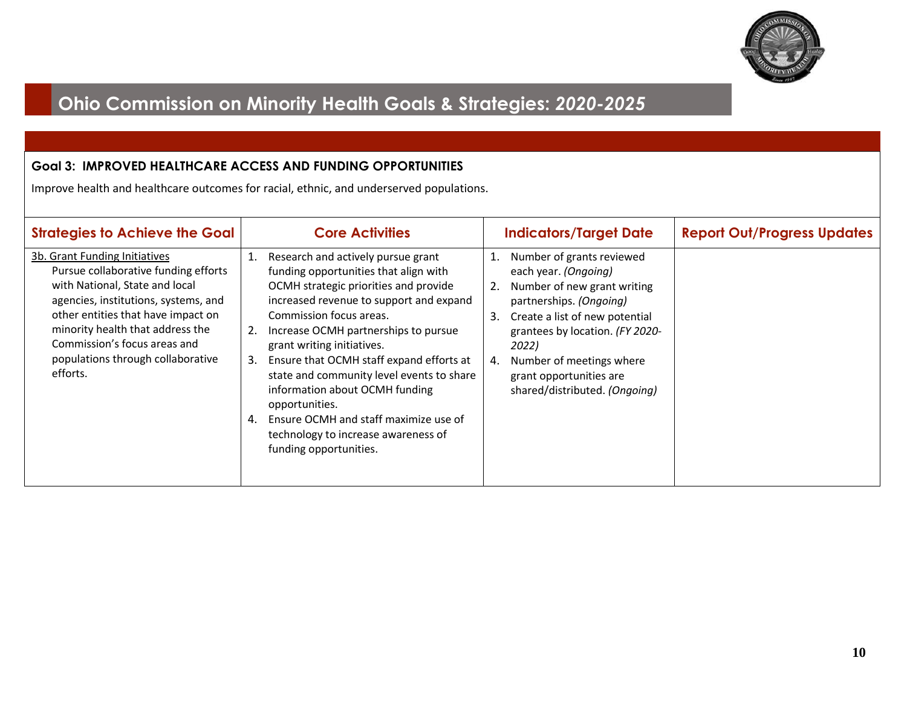# Ohio Commission on Minority Health Goals & Strategies: *2020-2025*

**Goal 3: IMPROVED HEALTHCARE ACCESS AND FUNDING OPPORTUNITIES**

Improve health and healthcare outcomes for racial, ethnic, and underserved populations.

| Strategies to Achieve the Goal | Core Activities | Indicators/Target Date | Report Out/Progress Updates |
|---|---|---|---|
| <u>3b. Grant Funding Initiatives</u><br>Pursue collaborative funding efforts with National, State and local agencies, institutions, systems, and other entities that have impact on minority health that address the Commission's focus areas and populations through collaborative efforts. | 1. Research and actively pursue grant funding opportunities that align with OCMH strategic priorities and provide increased revenue to support and expand Commission focus areas.<br>2. Increase OCMH partnerships to pursue grant writing initiatives.<br>3. Ensure that OCMH staff expand efforts at state and community level events to share information about OCMH funding opportunities.<br>4. Ensure OCMH and staff maximize use of technology to increase awareness of funding opportunities. | 1. Number of grants reviewed each year. *(Ongoing)*<br>2. Number of new grant writing partnerships. *(Ongoing)*<br>3. Create a list of new potential grantees by location. *(FY 2020-2022)*<br>4. Number of meetings where grant opportunities are shared/distributed. *(Ongoing)* | |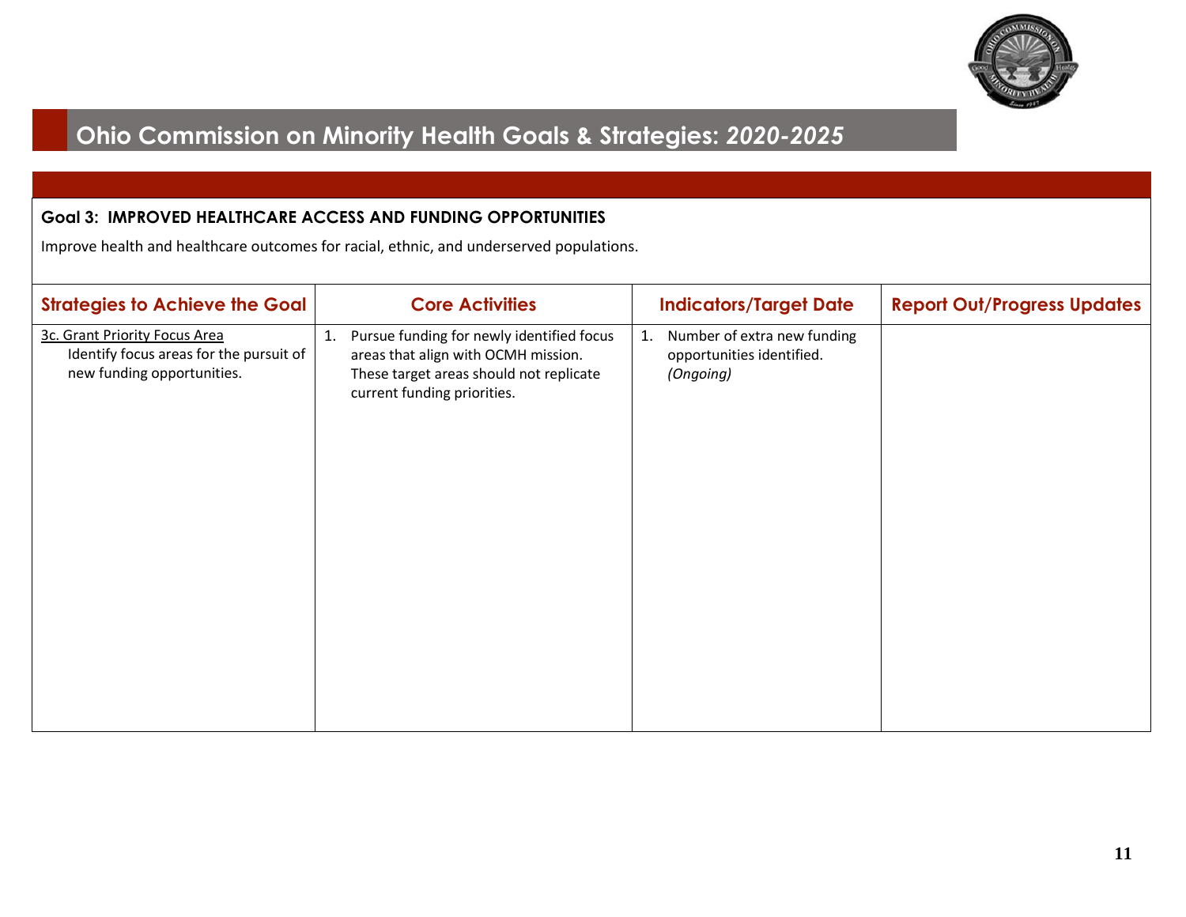# Ohio Commission on Minority Health Goals & Strategies: *2020-2025*

**Goal 3: IMPROVED HEALTHCARE ACCESS AND FUNDING OPPORTUNITIES**

Improve health and healthcare outcomes for racial, ethnic, and underserved populations.

| Strategies to Achieve the Goal | Core Activities | Indicators/Target Date | Report Out/Progress Updates |
|---|---|---|---|
| <u>3c. Grant Priority Focus Area</u><br>Identify focus areas for the pursuit of new funding opportunities. | 1. Pursue funding for newly identified focus areas that align with OCMH mission. These target areas should not replicate current funding priorities. | 1. Number of extra new funding opportunities identified. *(Ongoing)* | |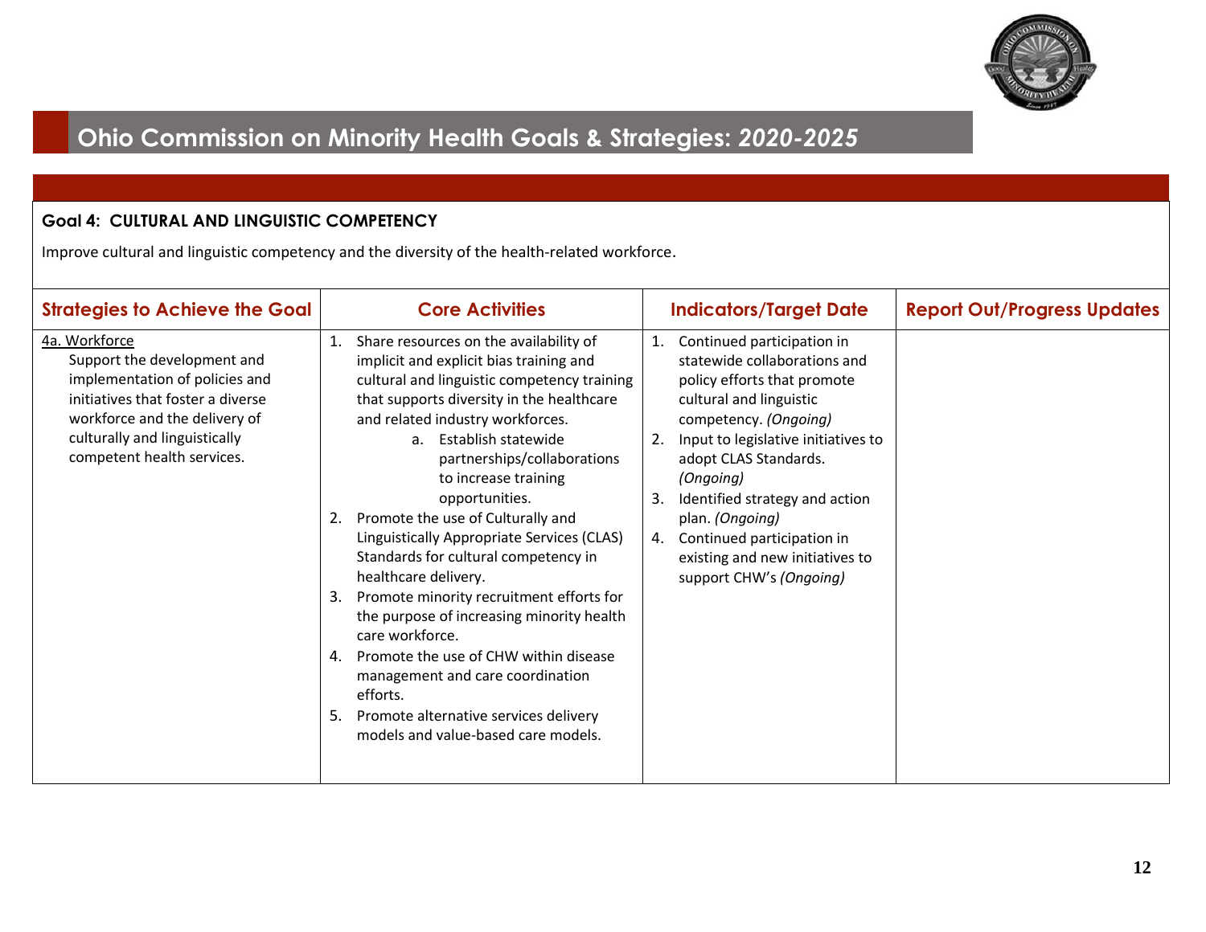# Ohio Commission on Minority Health Goals & Strategies: *2020-2025*

**Goal 4: CULTURAL AND LINGUISTIC COMPETENCY**

Improve cultural and linguistic competency and the diversity of the health-related workforce.

| Strategies to Achieve the Goal | Core Activities | Indicators/Target Date | Report Out/Progress Updates |
|---|---|---|---|
| 4a. Workforce<br>Support the development and implementation of policies and initiatives that foster a diverse workforce and the delivery of culturally and linguistically competent health services. | 1. Share resources on the availability of implicit and explicit bias training and cultural and linguistic competency training that supports diversity in the healthcare and related industry workforces.<br>a. Establish statewide partnerships/collaborations to increase training opportunities.<br>2. Promote the use of Culturally and Linguistically Appropriate Services (CLAS) Standards for cultural competency in healthcare delivery.<br>3. Promote minority recruitment efforts for the purpose of increasing minority health care workforce.<br>4. Promote the use of CHW within disease management and care coordination efforts.<br>5. Promote alternative services delivery models and value-based care models. | 1. Continued participation in statewide collaborations and policy efforts that promote cultural and linguistic competency. *(Ongoing)*<br>2. Input to legislative initiatives to adopt CLAS Standards. *(Ongoing)*<br>3. Identified strategy and action plan. *(Ongoing)*<br>4. Continued participation in existing and new initiatives to support CHW's *(Ongoing)* | |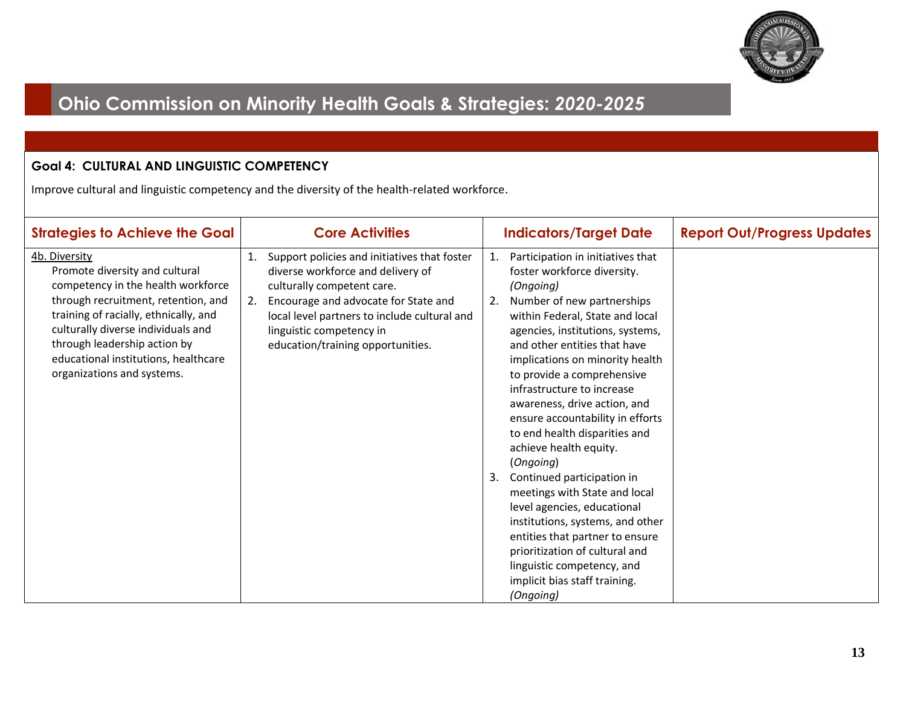# Ohio Commission on Minority Health Goals & Strategies: *2020-2025*

**Goal 4: CULTURAL AND LINGUISTIC COMPETENCY**

Improve cultural and linguistic competency and the diversity of the health-related workforce.

| Strategies to Achieve the Goal | Core Activities | Indicators/Target Date | Report Out/Progress Updates |
|---|---|---|---|
| <u>4b. Diversity</u><br>Promote diversity and cultural competency in the health workforce through recruitment, retention, and training of racially, ethnically, and culturally diverse individuals and through leadership action by educational institutions, healthcare organizations and systems. | 1. Support policies and initiatives that foster diverse workforce and delivery of culturally competent care.<br>2. Encourage and advocate for State and local level partners to include cultural and linguistic competency in education/training opportunities. | 1. Participation in initiatives that foster workforce diversity. *(Ongoing)*<br>2. Number of new partnerships within Federal, State and local agencies, institutions, systems, and other entities that have implications on minority health to provide a comprehensive infrastructure to increase awareness, drive action, and ensure accountability in efforts to end health disparities and achieve health equity. (*Ongoing*)<br>3. Continued participation in meetings with State and local level agencies, educational institutions, systems, and other entities that partner to ensure prioritization of cultural and linguistic competency, and implicit bias staff training. *(Ongoing)* | |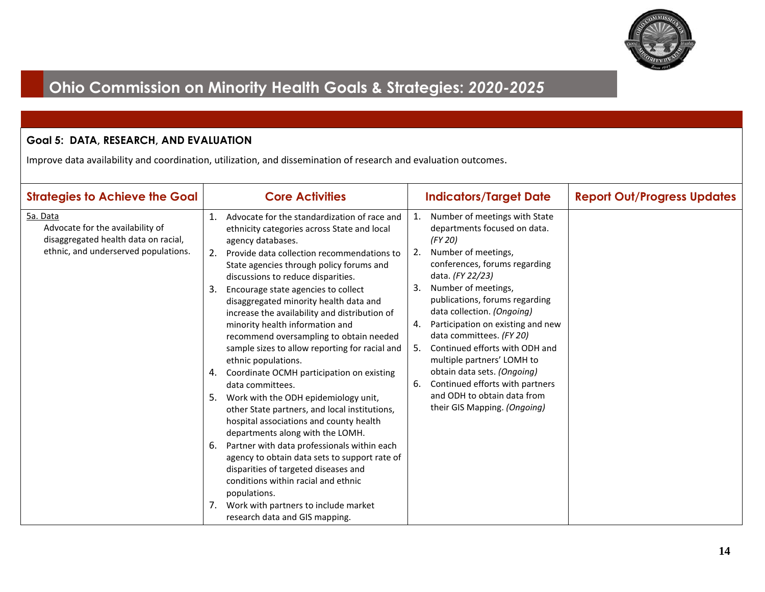# Ohio Commission on Minority Health Goals & Strategies: *2020-2025*

**Goal 5: DATA, RESEARCH, AND EVALUATION**

Improve data availability and coordination, utilization, and dissemination of research and evaluation outcomes.

| Strategies to Achieve the Goal | Core Activities | Indicators/Target Date | Report Out/Progress Updates |
|---|---|---|---|
| 5a. Data<br>Advocate for the availability of disaggregated health data on racial, ethnic, and underserved populations. | 1. Advocate for the standardization of race and ethnicity categories across State and local agency databases.<br>2. Provide data collection recommendations to State agencies through policy forums and discussions to reduce disparities.<br>3. Encourage state agencies to collect disaggregated minority health data and increase the availability and distribution of minority health information and recommend oversampling to obtain needed sample sizes to allow reporting for racial and ethnic populations.<br>4. Coordinate OCMH participation on existing data committees.<br>5. Work with the ODH epidemiology unit, other State partners, and local institutions, hospital associations and county health departments along with the LOMH.<br>6. Partner with data professionals within each agency to obtain data sets to support rate of disparities of targeted diseases and conditions within racial and ethnic populations.<br>7. Work with partners to include market research data and GIS mapping. | 1. Number of meetings with State departments focused on data. *(FY 20)*<br>2. Number of meetings, conferences, forums regarding data. *(FY 22/23)*<br>3. Number of meetings, publications, forums regarding data collection. *(Ongoing)*<br>4. Participation on existing and new data committees. *(FY 20)*<br>5. Continued efforts with ODH and multiple partners' LOMH to obtain data sets. *(Ongoing)*<br>6. Continued efforts with partners and ODH to obtain data from their GIS Mapping. *(Ongoing)* | |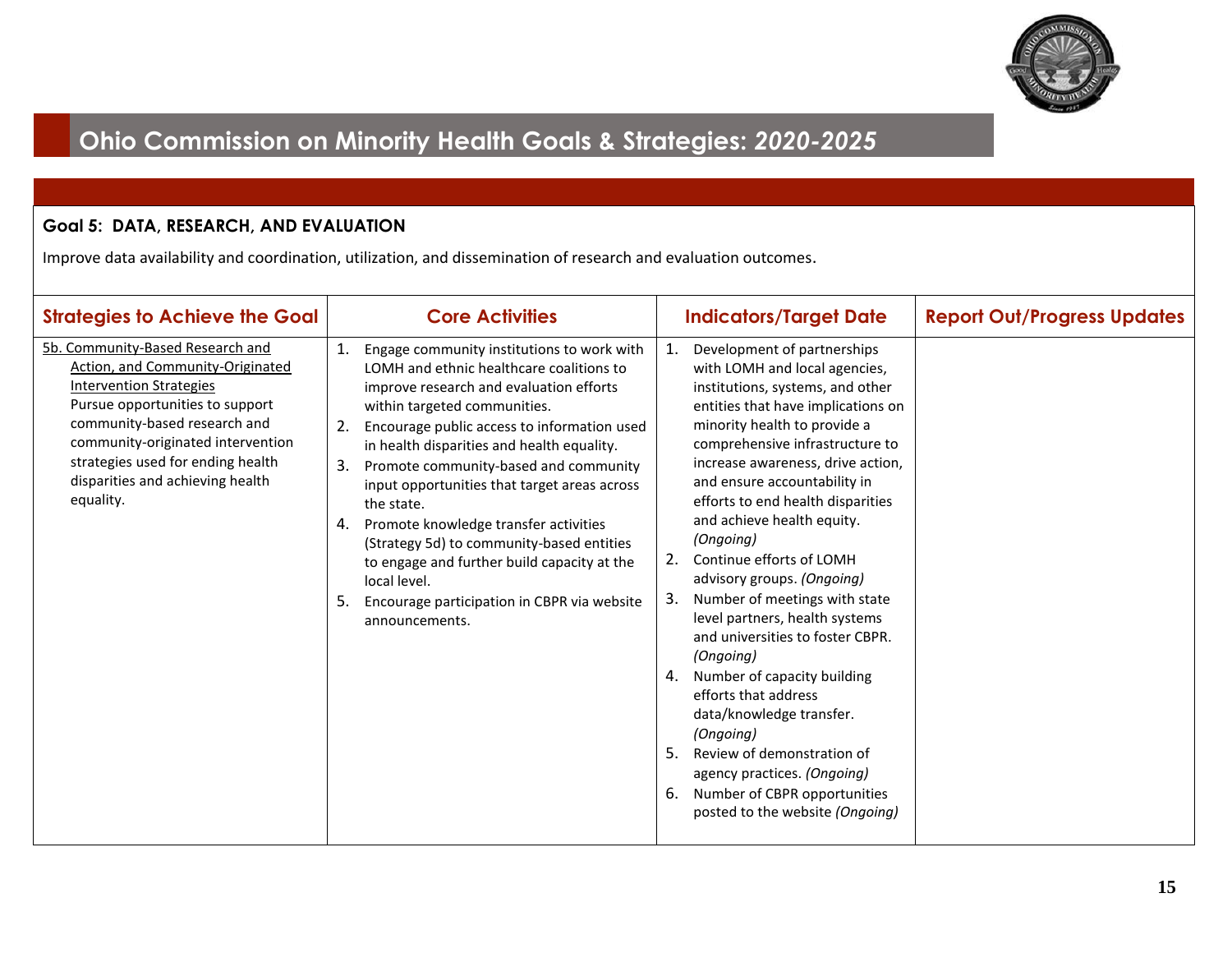# Ohio Commission on Minority Health Goals & Strategies: *2020-2025*

**Goal 5: DATA, RESEARCH, AND EVALUATION**

Improve data availability and coordination, utilization, and dissemination of research and evaluation outcomes.

| Strategies to Achieve the Goal | Core Activities | Indicators/Target Date | Report Out/Progress Updates |
|---|---|---|---|
| 5b. Community-Based Research and Action, and Community-Originated Intervention Strategies<br>Pursue opportunities to support community-based research and community-originated intervention strategies used for ending health disparities and achieving health equality. | 1. Engage community institutions to work with LOMH and ethnic healthcare coalitions to improve research and evaluation efforts within targeted communities.<br>2. Encourage public access to information used in health disparities and health equality.<br>3. Promote community-based and community input opportunities that target areas across the state.<br>4. Promote knowledge transfer activities (Strategy 5d) to community-based entities to engage and further build capacity at the local level.<br>5. Encourage participation in CBPR via website announcements. | 1. Development of partnerships with LOMH and local agencies, institutions, systems, and other entities that have implications on minority health to provide a comprehensive infrastructure to increase awareness, drive action, and ensure accountability in efforts to end health disparities and achieve health equity. *(Ongoing)*<br>2. Continue efforts of LOMH advisory groups. *(Ongoing)*<br>3. Number of meetings with state level partners, health systems and universities to foster CBPR. *(Ongoing)*<br>4. Number of capacity building efforts that address data/knowledge transfer. *(Ongoing)*<br>5. Review of demonstration of agency practices. *(Ongoing)*<br>6. Number of CBPR opportunities posted to the website *(Ongoing)* | |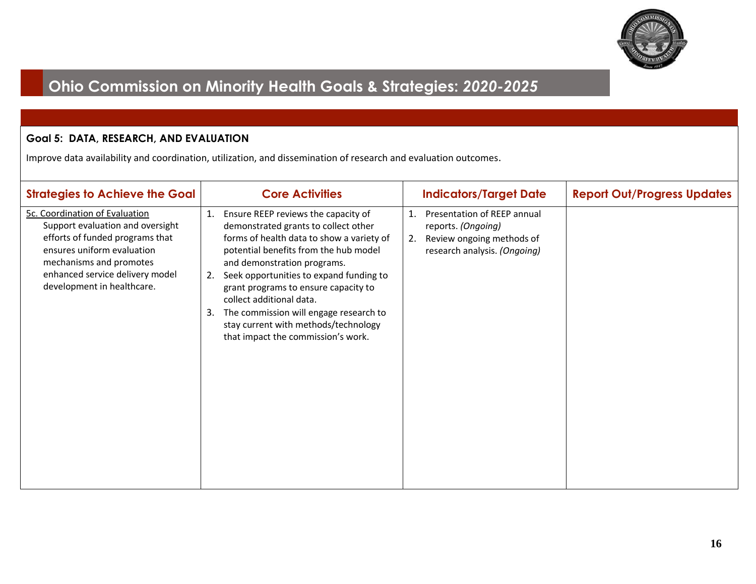# Ohio Commission on Minority Health Goals & Strategies: *2020-2025*

**Goal 5: DATA, RESEARCH, AND EVALUATION**

Improve data availability and coordination, utilization, and dissemination of research and evaluation outcomes.

| Strategies to Achieve the Goal | Core Activities | Indicators/Target Date | Report Out/Progress Updates |
|---|---|---|---|
| 5c. Coordination of Evaluation<br>Support evaluation and oversight efforts of funded programs that ensures uniform evaluation mechanisms and promotes enhanced service delivery model development in healthcare. | 1. Ensure REEP reviews the capacity of demonstrated grants to collect other forms of health data to show a variety of potential benefits from the hub model and demonstration programs.<br>2. Seek opportunities to expand funding to grant programs to ensure capacity to collect additional data.<br>3. The commission will engage research to stay current with methods/technology that impact the commission's work. | 1. Presentation of REEP annual reports. *(Ongoing)*<br>2. Review ongoing methods of research analysis. *(Ongoing)* | |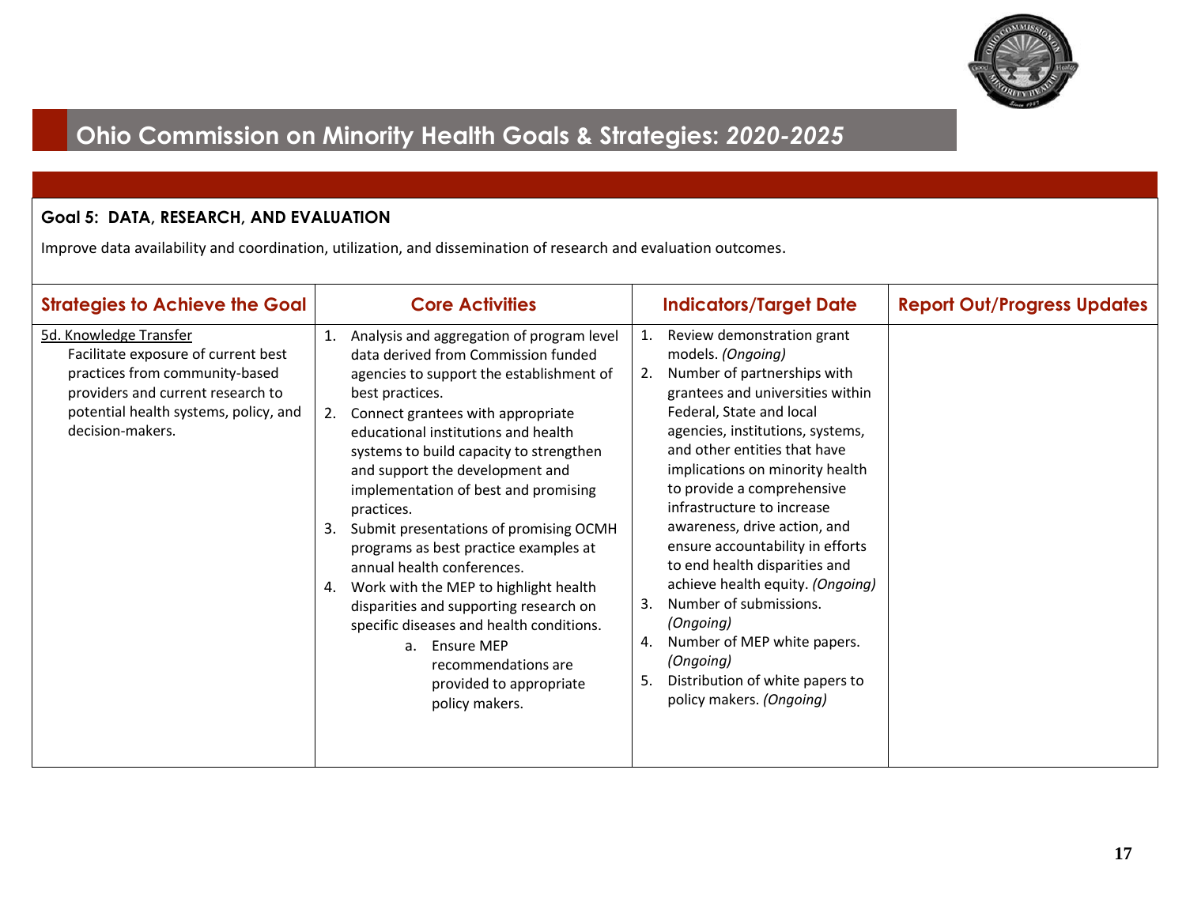# Ohio Commission on Minority Health Goals & Strategies: *2020-2025*

**Goal 5: DATA, RESEARCH, AND EVALUATION**

Improve data availability and coordination, utilization, and dissemination of research and evaluation outcomes.

| Strategies to Achieve the Goal | Core Activities | Indicators/Target Date | Report Out/Progress Updates |
|---|---|---|---|
| 5d. Knowledge Transfer<br>Facilitate exposure of current best practices from community-based providers and current research to potential health systems, policy, and decision-makers. | 1. Analysis and aggregation of program level data derived from Commission funded agencies to support the establishment of best practices.<br>2. Connect grantees with appropriate educational institutions and health systems to build capacity to strengthen and support the development and implementation of best and promising practices.<br>3. Submit presentations of promising OCMH programs as best practice examples at annual health conferences.<br>4. Work with the MEP to highlight health disparities and supporting research on specific diseases and health conditions.<br>a. Ensure MEP recommendations are provided to appropriate policy makers. | 1. Review demonstration grant models. *(Ongoing)*<br>2. Number of partnerships with grantees and universities within Federal, State and local agencies, institutions, systems, and other entities that have implications on minority health to provide a comprehensive infrastructure to increase awareness, drive action, and ensure accountability in efforts to end health disparities and achieve health equity. *(Ongoing)*<br>3. Number of submissions. *(Ongoing)*<br>4. Number of MEP white papers. *(Ongoing)*<br>5. Distribution of white papers to policy makers. *(Ongoing)* | |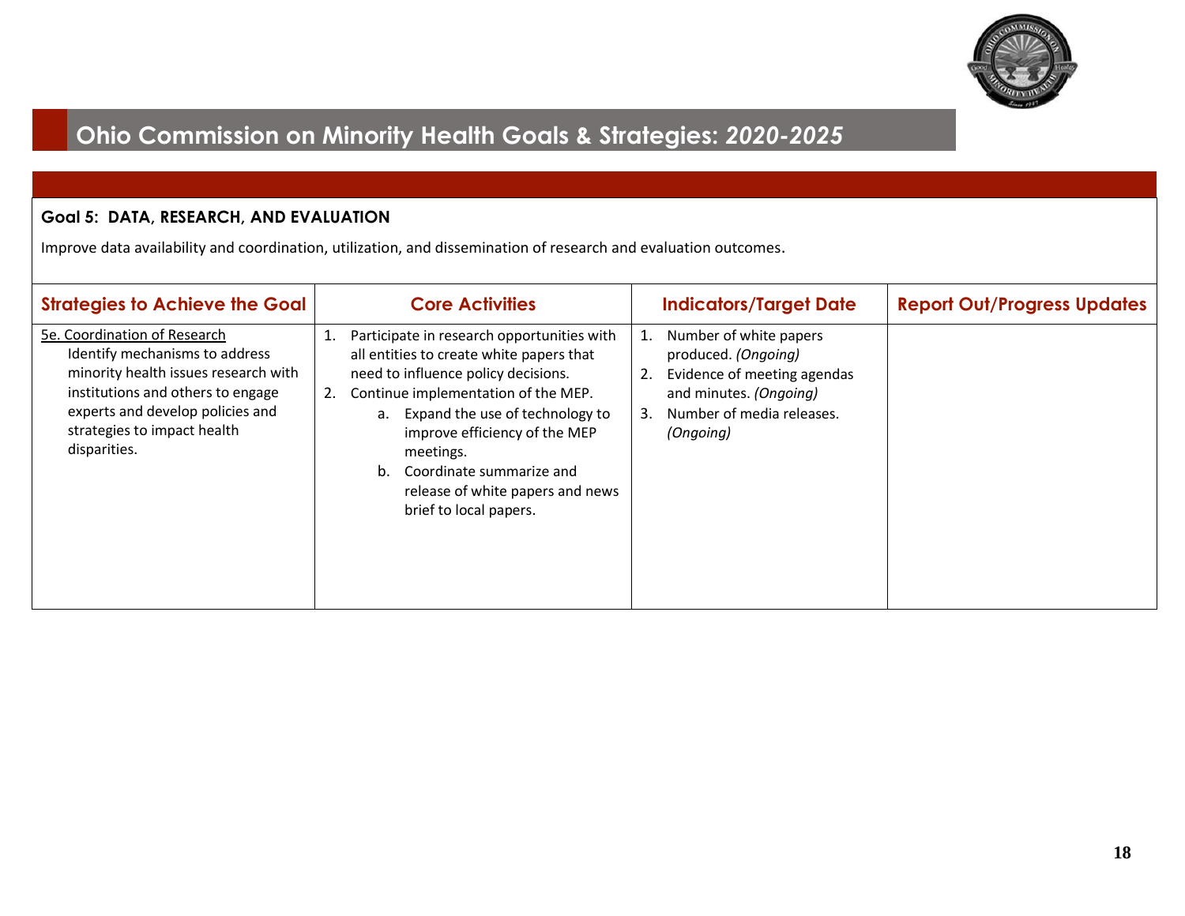# Ohio Commission on Minority Health Goals & Strategies: *2020-2025*

**Goal 5: DATA, RESEARCH, AND EVALUATION**

Improve data availability and coordination, utilization, and dissemination of research and evaluation outcomes.

| Strategies to Achieve the Goal | Core Activities | Indicators/Target Date | Report Out/Progress Updates |
|---|---|---|---|
| 5e. Coordination of Research<br>Identify mechanisms to address minority health issues research with institutions and others to engage experts and develop policies and strategies to impact health disparities. | 1. Participate in research opportunities with all entities to create white papers that need to influence policy decisions.<br>2. Continue implementation of the MEP.<br>a. Expand the use of technology to improve efficiency of the MEP meetings.<br>b. Coordinate summarize and release of white papers and news brief to local papers. | 1. Number of white papers produced. *(Ongoing)*<br>2. Evidence of meeting agendas and minutes. *(Ongoing)*<br>3. Number of media releases. *(Ongoing)* | |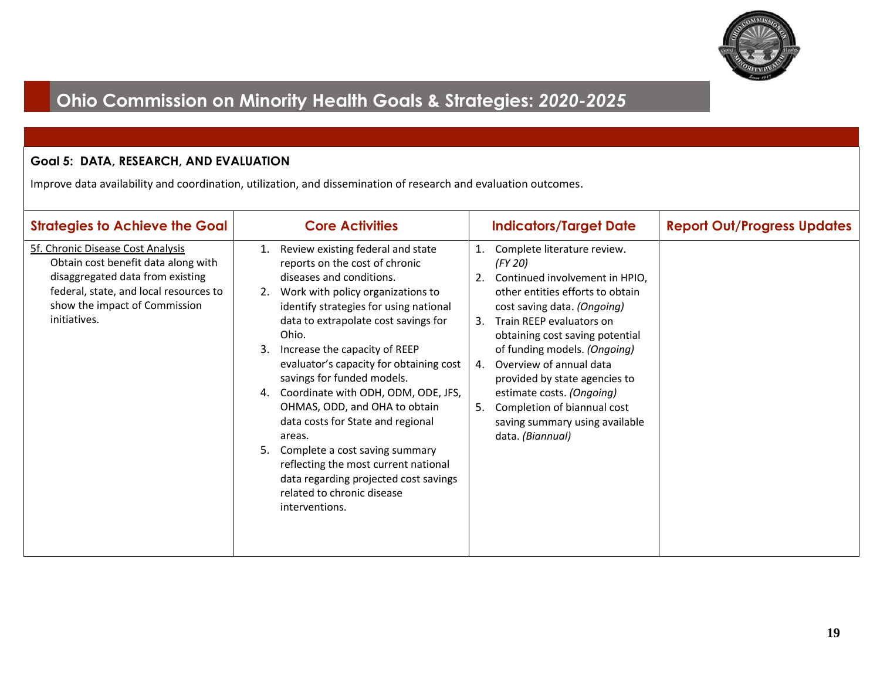# Ohio Commission on Minority Health Goals & Strategies: *2020-2025*

**Goal 5: DATA, RESEARCH, AND EVALUATION**

Improve data availability and coordination, utilization, and dissemination of research and evaluation outcomes.

| Strategies to Achieve the Goal | Core Activities | Indicators/Target Date | Report Out/Progress Updates |
|---|---|---|---|
| 5f. Chronic Disease Cost Analysis<br>Obtain cost benefit data along with disaggregated data from existing federal, state, and local resources to show the impact of Commission initiatives. | 1. Review existing federal and state reports on the cost of chronic diseases and conditions.<br>2. Work with policy organizations to identify strategies for using national data to extrapolate cost savings for Ohio.<br>3. Increase the capacity of REEP evaluator's capacity for obtaining cost savings for funded models.<br>4. Coordinate with ODH, ODM, ODE, JFS, OHMAS, ODD, and OHA to obtain data costs for State and regional areas.<br>5. Complete a cost saving summary reflecting the most current national data regarding projected cost savings related to chronic disease interventions. | 1. Complete literature review. *(FY 20)*<br>2. Continued involvement in HPIO, other entities efforts to obtain cost saving data. *(Ongoing)*<br>3. Train REEP evaluators on obtaining cost saving potential of funding models. *(Ongoing)*<br>4. Overview of annual data provided by state agencies to estimate costs. *(Ongoing)*<br>5. Completion of biannual cost saving summary using available data. *(Biannual)* | |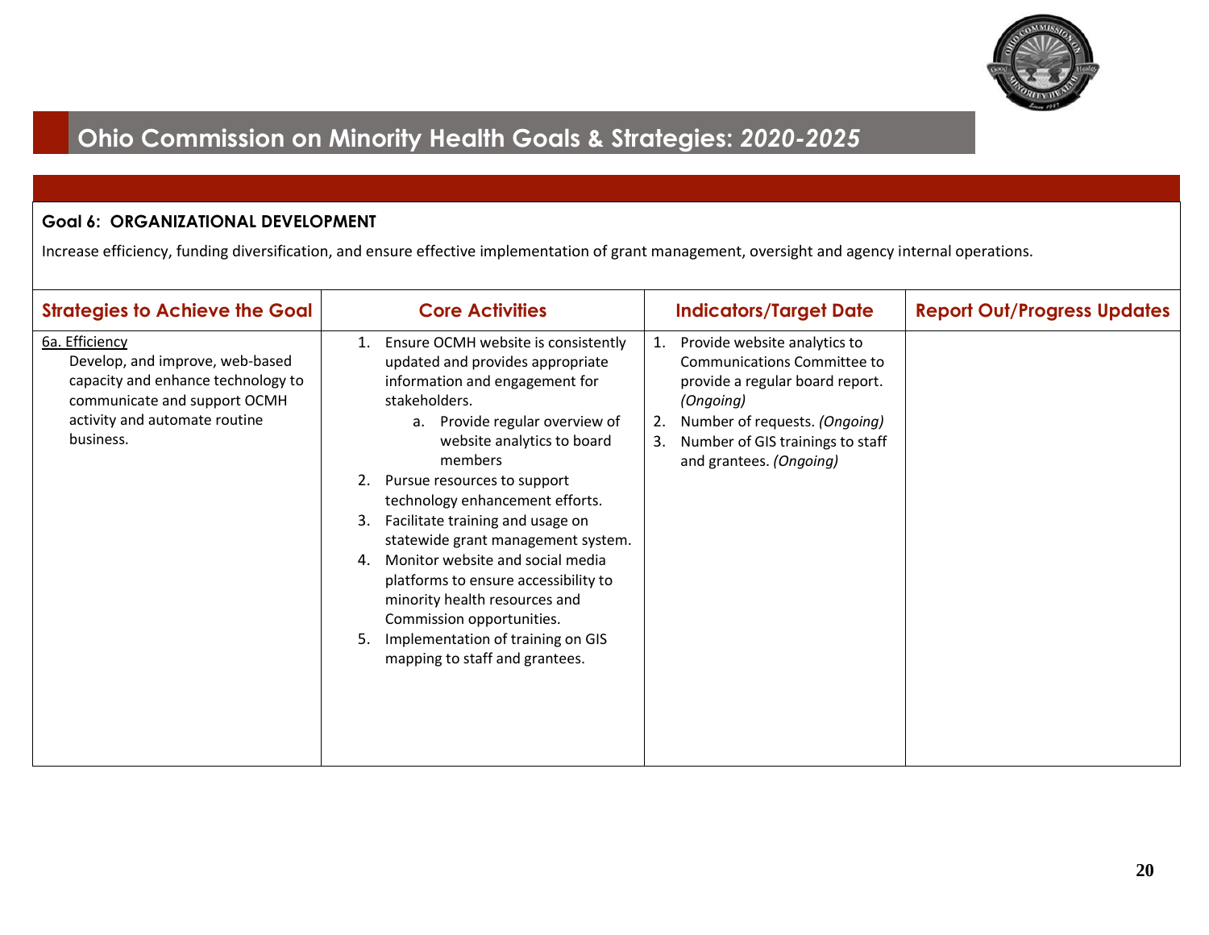# Ohio Commission on Minority Health Goals & Strategies: *2020-2025*

**Goal 6: ORGANIZATIONAL DEVELOPMENT**

Increase efficiency, funding diversification, and ensure effective implementation of grant management, oversight and agency internal operations.

| Strategies to Achieve the Goal | Core Activities | Indicators/Target Date | Report Out/Progress Updates |
|---|---|---|---|
| 6a. Efficiency<br>Develop, and improve, web-based capacity and enhance technology to communicate and support OCMH activity and automate routine business. | 1. Ensure OCMH website is consistently updated and provides appropriate information and engagement for stakeholders.<br>a. Provide regular overview of website analytics to board members<br>2. Pursue resources to support technology enhancement efforts.<br>3. Facilitate training and usage on statewide grant management system.<br>4. Monitor website and social media platforms to ensure accessibility to minority health resources and Commission opportunities.<br>5. Implementation of training on GIS mapping to staff and grantees. | 1. Provide website analytics to Communications Committee to provide a regular board report. *(Ongoing)*<br>2. Number of requests. *(Ongoing)*<br>3. Number of GIS trainings to staff and grantees. *(Ongoing)* | |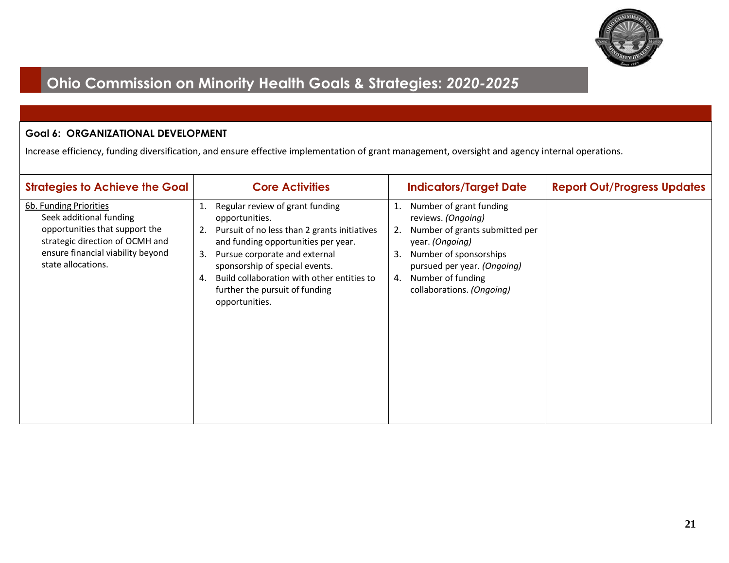# Ohio Commission on Minority Health Goals & Strategies: *2020-2025*

**Goal 6: ORGANIZATIONAL DEVELOPMENT**

Increase efficiency, funding diversification, and ensure effective implementation of grant management, oversight and agency internal operations.

| Strategies to Achieve the Goal | Core Activities | Indicators/Target Date | Report Out/Progress Updates |
|---|---|---|---|
| 6b. Funding Priorities<br>Seek additional funding opportunities that support the strategic direction of OCMH and ensure financial viability beyond state allocations. | 1. Regular review of grant funding opportunities.<br>2. Pursuit of no less than 2 grants initiatives and funding opportunities per year.<br>3. Pursue corporate and external sponsorship of special events.<br>4. Build collaboration with other entities to further the pursuit of funding opportunities. | 1. Number of grant funding reviews. *(Ongoing)*<br>2. Number of grants submitted per year. *(Ongoing)*<br>3. Number of sponsorships pursued per year. *(Ongoing)*<br>4. Number of funding collaborations. *(Ongoing)* | |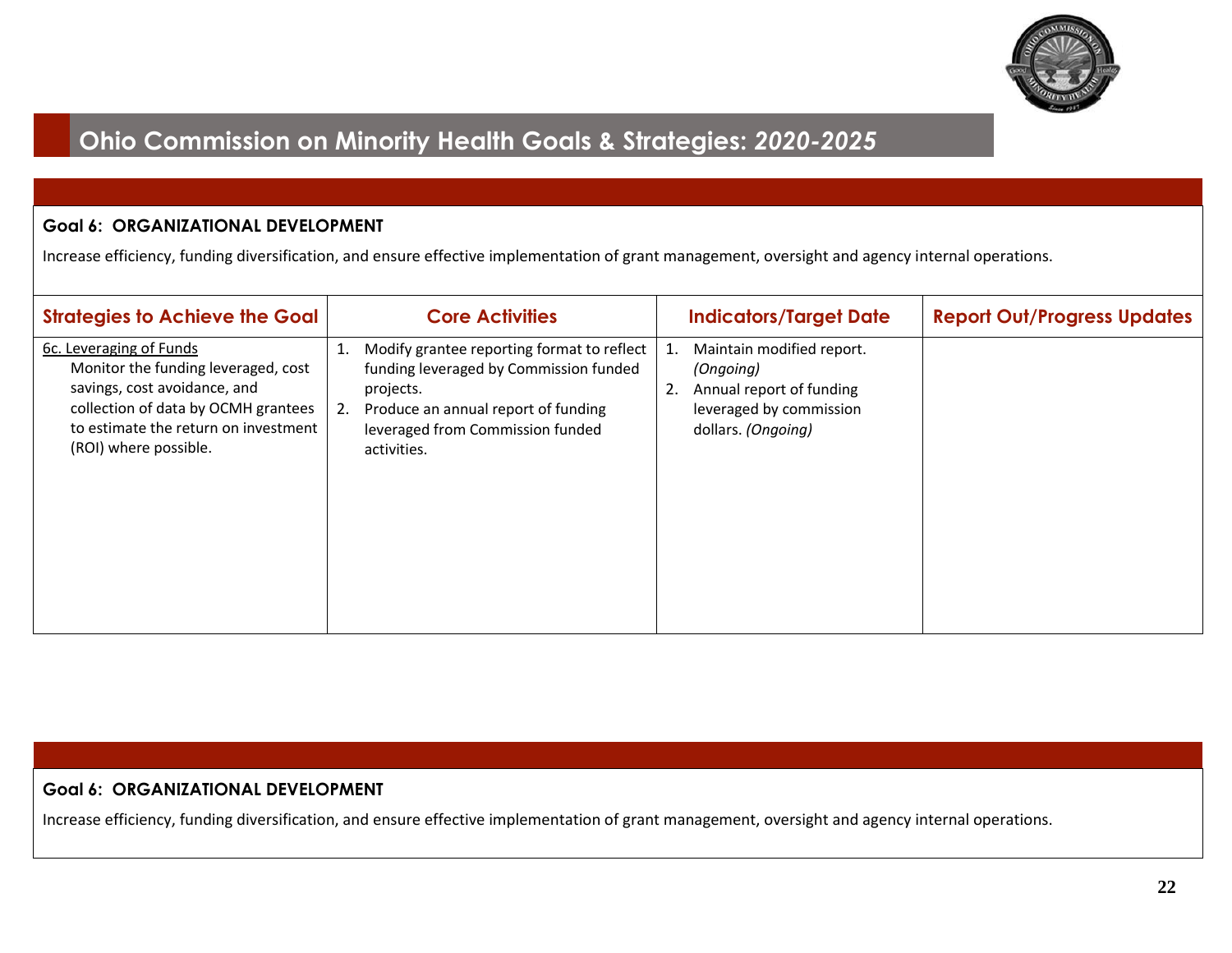# Ohio Commission on Minority Health Goals & Strategies: *2020-2025*

**Goal 6: ORGANIZATIONAL DEVELOPMENT**

Increase efficiency, funding diversification, and ensure effective implementation of grant management, oversight and agency internal operations.

| Strategies to Achieve the Goal | Core Activities | Indicators/Target Date | Report Out/Progress Updates |
|---|---|---|---|
| 6c. Leveraging of Funds<br>Monitor the funding leveraged, cost savings, cost avoidance, and collection of data by OCMH grantees to estimate the return on investment (ROI) where possible. | 1. Modify grantee reporting format to reflect funding leveraged by Commission funded projects.<br>2. Produce an annual report of funding leveraged from Commission funded activities. | 1. Maintain modified report. *(Ongoing)*<br>2. Annual report of funding leveraged by commission dollars. *(Ongoing)* | |

**Goal 6: ORGANIZATIONAL DEVELOPMENT**

Increase efficiency, funding diversification, and ensure effective implementation of grant management, oversight and agency internal operations.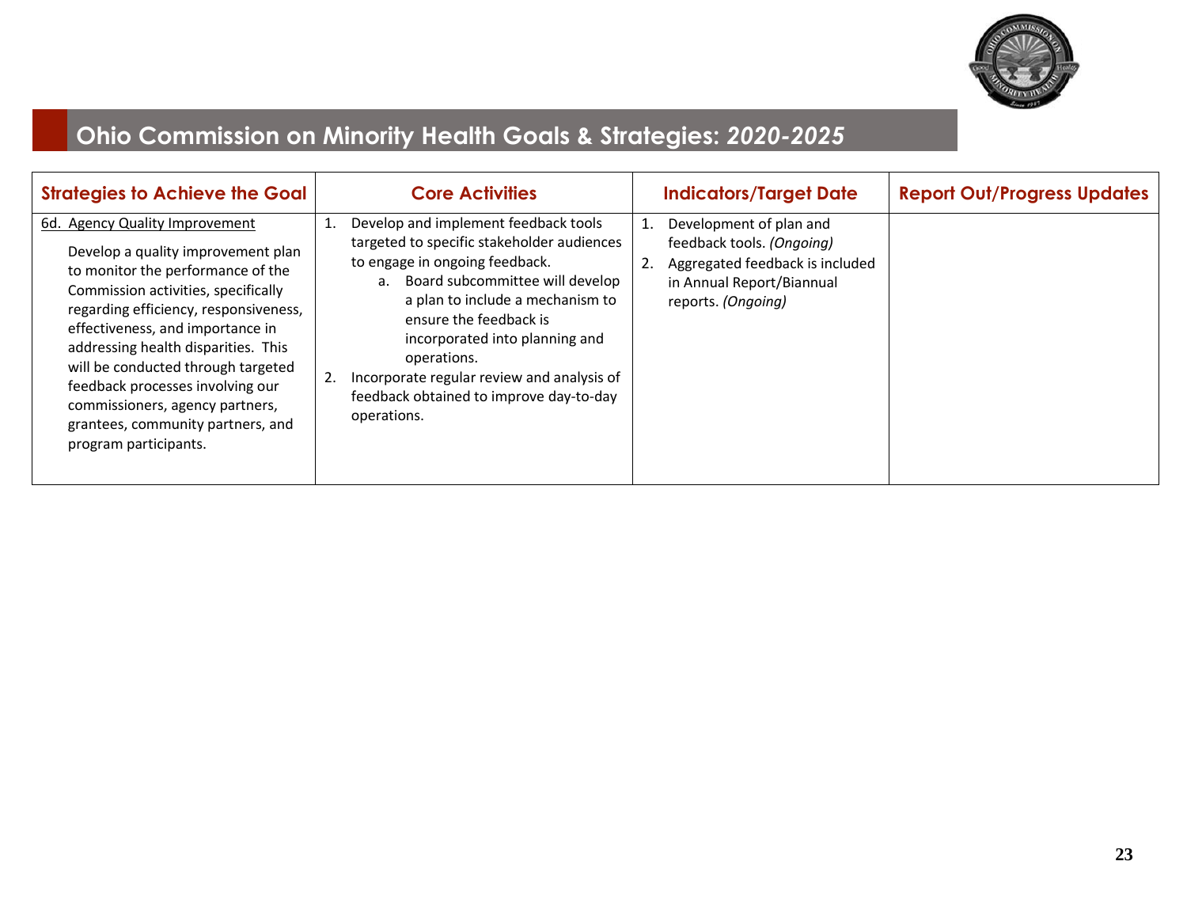# Ohio Commission on Minority Health Goals & Strategies: *2020-2025*

| Strategies to Achieve the Goal | Core Activities | Indicators/Target Date | Report Out/Progress Updates |
|---|---|---|---|
| <u>6d. Agency Quality Improvement</u><br><br>Develop a quality improvement plan to monitor the performance of the Commission activities, specifically regarding efficiency, responsiveness, effectiveness, and importance in addressing health disparities. This will be conducted through targeted feedback processes involving our commissioners, agency partners, grantees, community partners, and program participants. | 1. Develop and implement feedback tools targeted to specific stakeholder audiences to engage in ongoing feedback.<br>a. Board subcommittee will develop a plan to include a mechanism to ensure the feedback is incorporated into planning and operations.<br>2. Incorporate regular review and analysis of feedback obtained to improve day-to-day operations. | 1. Development of plan and feedback tools. *(Ongoing)*<br>2. Aggregated feedback is included in Annual Report/Biannual reports. *(Ongoing)* | |